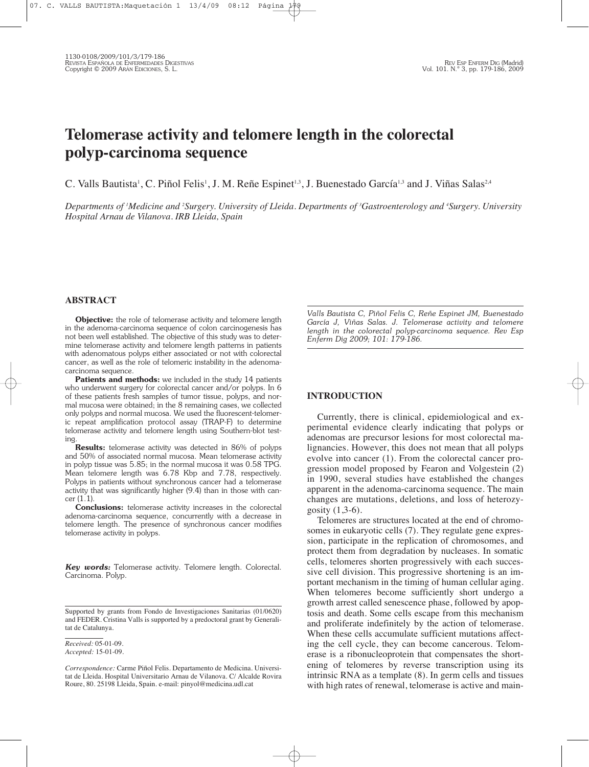# Telomerase activity and telomere length in the colorectal polyp-carcinoma sequence

C. Valls Bautista[1], C. Piñol Felis[1], J. M. Reñe Espinet[1,3], J. Buenestado García[1,3] and J. Viñas Salas[2,4]

*Departments of [1]Medicine and [2]Surgery. University of Lleida. Departments of [3]Gastroenterology and [4]Surgery. University Hospital Arnau de Vilanova. IRB Lleida, Spain*

## ABSTRACT

**Objective:** the role of telomerase activity and telomere length in the adenoma-carcinoma sequence of colon carcinogenesis has not been well established. The objective of this study was to determine telomerase activity and telomere length patterns in patients with adenomatous polyps either associated or not with colorectal cancer, as well as the role of telomeric instability in the adenoma-carcinoma sequence.

**Patients and methods:** we included in the study 14 patients who underwent surgery for colorectal cancer and/or polyps. In 6 of these patients fresh samples of tumor tissue, polyps, and normal mucosa were obtained; in the 8 remaining cases, we collected only polyps and normal mucosa. We used the fluorescent-telomeric repeat amplification protocol assay (TRAP-F) to determine telomerase activity and telomere length using Southern-blot testing.

**Results:** telomerase activity was detected in 86% of polyps and 50% of associated normal mucosa. Mean telomerase activity in polyp tissue was 5.85; in the normal mucosa it was 0.58 TPG. Mean telomere length was 6.78 Kbp and 7.78, respectively. Polyps in patients without synchronous cancer had a telomerase activity that was significantly higher (9.4) than in those with cancer (1.1).

**Conclusions:** telomerase activity increases in the colorectal adenoma-carcinoma sequence, concurrently with a decrease in telomere length. The presence of synchronous cancer modifies telomerase activity in polyps.

***Key words:*** Telomerase activity. Telomere length. Colorectal. Carcinoma. Polyp.

Supported by grants from Fondo de Investigaciones Sanitarias (01/0620) and FEDER. Cristina Valls is supported by a predoctoral grant by Generalitat de Catalunya.

*Received:* 05-01-09.
*Accepted:* 15-01-09.

*Correspondence:* Carme Piñol Felis. Departamento de Medicina. Universitat de Lleida. Hospital Universitario Arnau de Vilanova. C/ Alcalde Rovira Roure, 80. 25198 Lleida, Spain. e-mail: pinyol@medicina.udl.cat

*Valls Bautista C, Piñol Felis C, Reñe Espinet JM, Buenestado García J, Viñas Salas. J. Telomerase activity and telomere length in the colorectal polyp-carcinoma sequence. Rev Esp Enferm Dig 2009; 101: 179-186.*

## INTRODUCTION

Currently, there is clinical, epidemiological and experimental evidence clearly indicating that polyps or adenomas are precursor lesions for most colorectal malignancies. However, this does not mean that all polyps evolve into cancer (1). From the colorectal cancer progression model proposed by Fearon and Volgestein (2) in 1990, several studies have established the changes apparent in the adenoma-carcinoma sequence. The main changes are mutations, deletions, and loss of heterozygosity (1,3-6).

Telomeres are structures located at the end of chromosomes in eukaryotic cells (7). They regulate gene expression, participate in the replication of chromosomes, and protect them from degradation by nucleases. In somatic cells, telomeres shorten progressively with each successive cell division. This progressive shortening is an important mechanism in the timing of human cellular aging. When telomeres become sufficiently short undergo a growth arrest called senescence phase, followed by apoptosis and death. Some cells escape from this mechanism and proliferate indefinitely by the action of telomerase. When these cells accumulate sufficient mutations affecting the cell cycle, they can become cancerous. Telomerase is a ribonucleoprotein that compensates the shortening of telomeres by reverse transcription using its intrinsic RNA as a template (8). In germ cells and tissues with high rates of renewal, telomerase is active and main-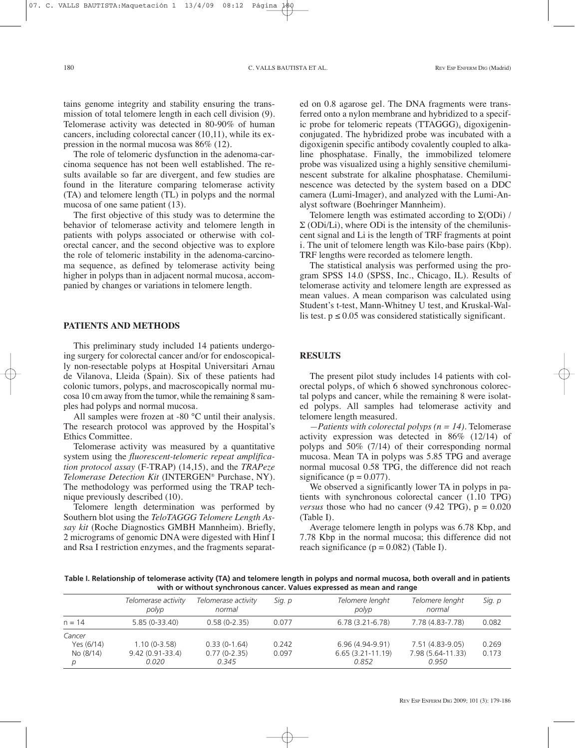tains genome integrity and stability ensuring the transmission of total telomere length in each cell division (9). Telomerase activity was detected in 80-90% of human cancers, including colorectal cancer (10,11), while its expression in the normal mucosa was 86% (12).

The role of telomeric dysfunction in the adenoma-carcinoma sequence has not been well established. The results available so far are divergent, and few studies are found in the literature comparing telomerase activity (TA) and telomere length (TL) in polyps and the normal mucosa of one same patient (13).

The first objective of this study was to determine the behavior of telomerase activity and telomere length in patients with polyps associated or otherwise with colorectal cancer, and the second objective was to explore the role of telomeric instability in the adenoma-carcinoma sequence, as defined by telomerase activity being higher in polyps than in adjacent normal mucosa, accompanied by changes or variations in telomere length.

## PATIENTS AND METHODS

This preliminary study included 14 patients undergoing surgery for colorectal cancer and/or for endoscopically non-resectable polyps at Hospital Universitari Arnau de Vilanova, Lleida (Spain). Six of these patients had colonic tumors, polyps, and macroscopically normal mucosa 10 cm away from the tumor, while the remaining 8 samples had polyps and normal mucosa.

All samples were frozen at -80 °C until their analysis. The research protocol was approved by the Hospital's Ethics Committee.

Telomerase activity was measured by a quantitative system using the *fluorescent-telomeric repeat amplification protocol assay* (F-TRAP) (14,15), and the *TRAPeze Telomerase Detection Kit* (INTERGEN® Purchase, NY). The methodology was performed using the TRAP technique previously described (10).

Telomere length determination was performed by Southern blot using the *TeloTAGGG Telomere Length Assay kit* (Roche Diagnostics GMBH Mannheim). Briefly, 2 micrograms of genomic DNA were digested with Hinf I and Rsa I restriction enzymes, and the fragments separated on 0.8 agarose gel. The DNA fragments were transferred onto a nylon membrane and hybridized to a specific probe for telomeric repeats $(TTAGGG)_4$ digoxigeninconjugated. The hybridized probe was incubated with a digoxigenin specific antibody covalently coupled to alkaline phosphatase. Finally, the immobilized telomere probe was visualized using a highly sensitive chemiluminescent substrate for alkaline phosphatase. Chemiluminescence was detected by the system based on a DDC camera (Lumi-Imager), and analyzed with the Lumi-Analyst software (Boehringer Mannheim).

Telomere length was estimated according to $\Sigma(OD_i) / \Sigma(OD_i/L_i)$, where $OD_i$ is the intensity of the chemiluminiscent signal and $L_i$ is the length of TRF fragments at point i. The unit of telomere length was Kilo-base pairs (Kbp). TRF lengths were recorded as telomere length.

The statistical analysis was performed using the program SPSS 14.0 (SPSS, Inc., Chicago, IL). Results of telomerase activity and telomere length are expressed as mean values. A mean comparison was calculated using Student's t-test, Mann-Whitney U test, and Kruskal-Wallis test. $p \leq 0.05$ was considered statistically significant.

## RESULTS

The present pilot study includes 14 patients with colorectal polyps, of which 6 showed synchronous colorectal polyps and cancer, while the remaining 8 were isolated polyps. All samples had telomerase activity and telomere length measured.

—*Patients with colorectal polyps (n = 14).* Telomerase activity expression was detected in 86% (12/14) of polyps and 50% (7/14) of their corresponding normal mucosa. Mean TA in polyps was 5.85 TPG and average normal mucosal 0.58 TPG, the difference did not reach significance ($p = 0.077$).

We observed a significantly lower TA in polyps in patients with synchronous colorectal cancer (1.10 TPG) *versus* those who had no cancer (9.42 TPG), $p = 0.020$ (Table I).

Average telomere length in polyps was 6.78 Kbp, and 7.78 Kbp in the normal mucosa; this difference did not reach significance ($p = 0.082$) (Table I).

**Table I. Relationship of telomerase activity (TA) and telomere length in polyps and normal mucosa, both overall and in patients with or without synchronous cancer. Values expressed as mean and range**

| | *Telomerase activity polyp* | *Telomerase activity normal* | *Sig. p* | *Telomere lenght polyp* | *Telomere lenght normal* | *Sig. p* |
|---|---|---|---|---|---|---|
| n = 14 | 5.85 (0-33.40) | 0.58 (0-2.35) | 0.077 | 6.78 (3.21-6.78) | 7.78 (4.83-7.78) | 0.082 |
| *Cancer* | | | | | | |
| Yes (6/14) | 1.10 (0-3.58) | 0.33 (0-1.64) | 0.242 | 6.96 (4.94-9.91) | 7.51 (4.83-9.05) | 0.269 |
| No (8/14) | 9.42 (0.91-33.4) | 0.77 (0-2.35) | 0.097 | 6.65 (3.21-11.19) | 7.98 (5.64-11.33) | 0.173 |
| *p* | *0.020* | *0.345* | | *0.852* | *0.950* | |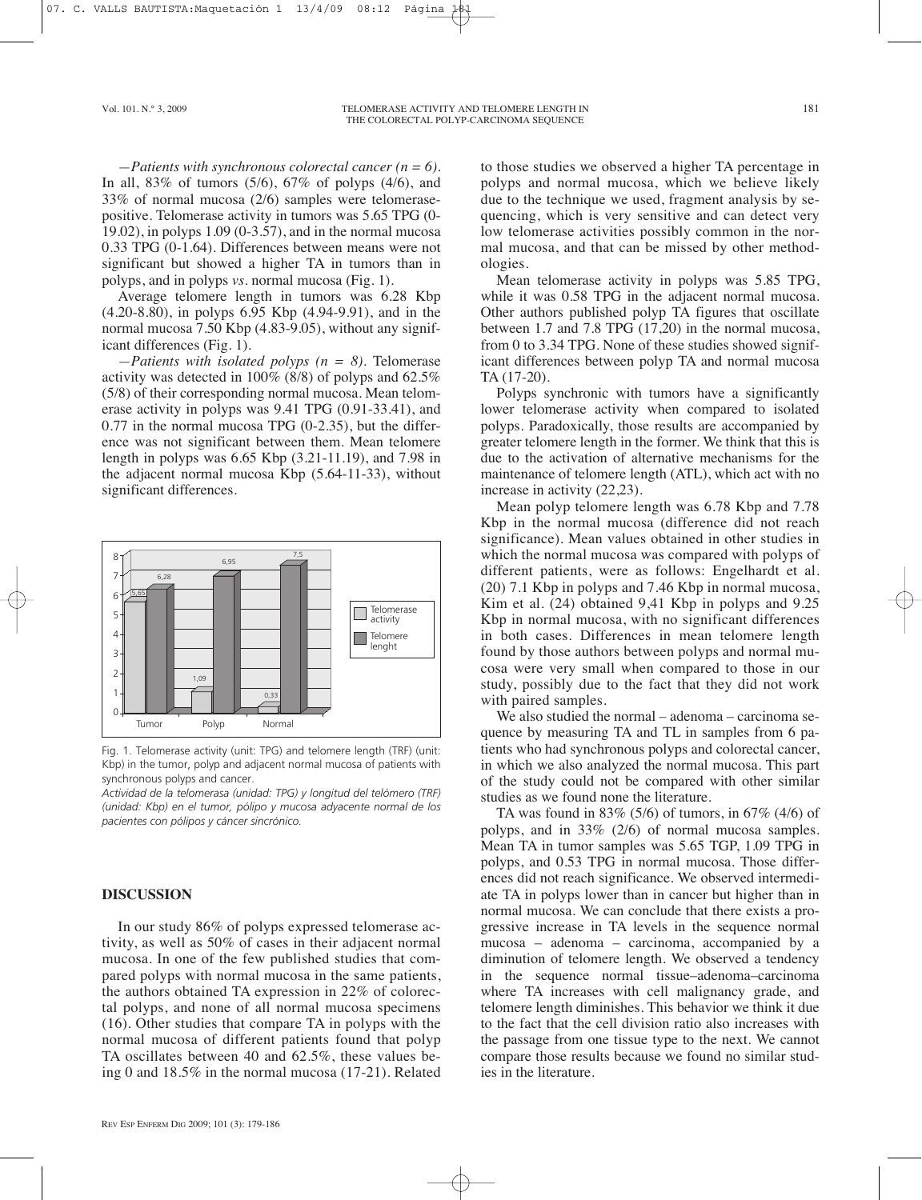—*Patients with synchronous colorectal cancer (n = 6).* In all, 83% of tumors (5/6), 67% of polyps (4/6), and 33% of normal mucosa (2/6) samples were telomerase-positive. Telomerase activity in tumors was 5.65 TPG (0-19.02), in polyps 1.09 (0-3.57), and in the normal mucosa 0.33 TPG (0-1.64). Differences between means were not significant but showed a higher TA in tumors than in polyps, and in polyps *vs.* normal mucosa (Fig. 1).

Average telomere length in tumors was 6.28 Kbp (4.20-8.80), in polyps 6.95 Kbp (4.94-9.91), and in the normal mucosa 7.50 Kbp (4.83-9.05), without any significant differences (Fig. 1).

—*Patients with isolated polyps (n = 8).* Telomerase activity was detected in 100% (8/8) of polyps and 62.5% (5/8) of their corresponding normal mucosa. Mean telomerase activity in polyps was 9.41 TPG (0.91-33.41), and 0.77 in the normal mucosa TPG (0-2.35), but the difference was not significant between them. Mean telomere length in polyps was 6.65 Kbp (3.21-11.19), and 7.98 in the adjacent normal mucosa Kbp (5.64-11-33), without significant differences.

Fig. 1. Telomerase activity (unit: TPG) and telomere length (TRF) (unit: Kbp) in the tumor, polyp and adjacent normal mucosa of patients with synchronous polyps and cancer.

*Actividad de la telomerasa (unidad: TPG) y longitud del telómero (TRF) (unidad: Kbp) en el tumor, pólipo y mucosa adyacente normal de los pacientes con pólipos y cáncer sincrónico.*

## DISCUSSION

In our study 86% of polyps expressed telomerase activity, as well as 50% of cases in their adjacent normal mucosa. In one of the few published studies that compared polyps with normal mucosa in the same patients, the authors obtained TA expression in 22% of colorectal polyps, and none of all normal mucosa specimens (16). Other studies that compare TA in polyps with the normal mucosa of different patients found that polyp TA oscillates between 40 and 62.5%, these values being 0 and 18.5% in the normal mucosa (17-21). Related to those studies we observed a higher TA percentage in polyps and normal mucosa, which we believe likely due to the technique we used, fragment analysis by sequencing, which is very sensitive and can detect very low telomerase activities possibly common in the normal mucosa, and that can be missed by other methodologies.

Mean telomerase activity in polyps was 5.85 TPG, while it was 0.58 TPG in the adjacent normal mucosa. Other authors published polyp TA figures that oscillate between 1.7 and 7.8 TPG (17,20) in the normal mucosa, from 0 to 3.34 TPG. None of these studies showed significant differences between polyp TA and normal mucosa TA (17-20).

Polyps synchronic with tumors have a significantly lower telomerase activity when compared to isolated polyps. Paradoxically, those results are accompanied by greater telomere length in the former. We think that this is due to the activation of alternative mechanisms for the maintenance of telomere length (ATL), which act with no increase in activity (22,23).

Mean polyp telomere length was 6.78 Kbp and 7.78 Kbp in the normal mucosa (difference did not reach significance). Mean values obtained in other studies in which the normal mucosa was compared with polyps of different patients, were as follows: Engelhardt et al. (20) 7.1 Kbp in polyps and 7.46 Kbp in normal mucosa, Kim et al. (24) obtained 9,41 Kbp in polyps and 9.25 Kbp in normal mucosa, with no significant differences in both cases. Differences in mean telomere length found by those authors between polyps and normal mucosa were very small when compared to those in our study, possibly due to the fact that they did not work with paired samples.

We also studied the normal – adenoma – carcinoma sequence by measuring TA and TL in samples from 6 patients who had synchronous polyps and colorectal cancer, in which we also analyzed the normal mucosa. This part of the study could not be compared with other similar studies as we found none the literature.

TA was found in 83% (5/6) of tumors, in 67% (4/6) of polyps, and in 33% (2/6) of normal mucosa samples. Mean TA in tumor samples was 5.65 TGP, 1.09 TPG in polyps, and 0.53 TPG in normal mucosa. Those differences did not reach significance. We observed intermediate TA in polyps lower than in cancer but higher than in normal mucosa. We can conclude that there exists a progressive increase in TA levels in the sequence normal mucosa – adenoma – carcinoma, accompanied by a diminution of telomere length. We observed a tendency in the sequence normal tissue–adenoma–carcinoma where TA increases with cell malignancy grade, and telomere length diminishes. This behavior we think it due to the fact that the cell division ratio also increases with the passage from one tissue type to the next. We cannot compare those results because we found no similar studies in the literature.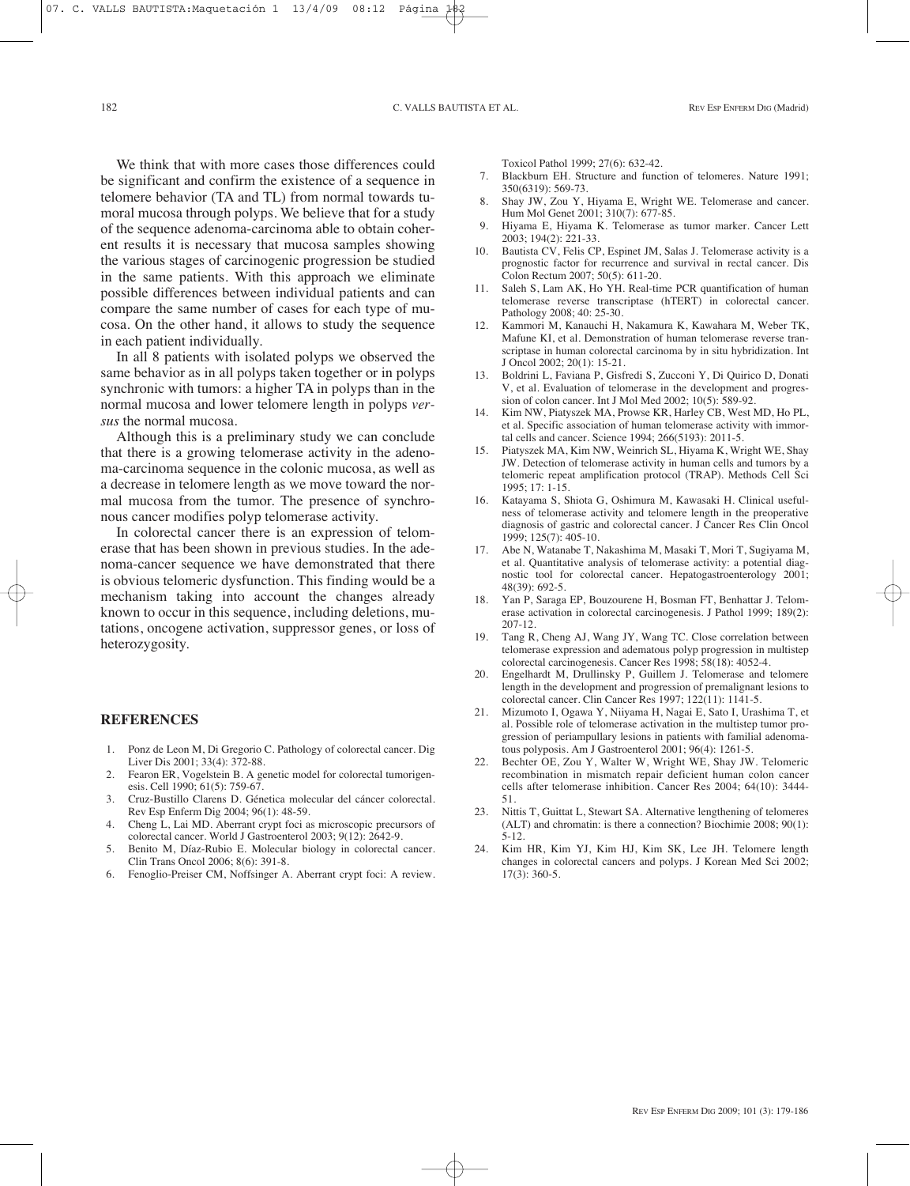We think that with more cases those differences could be significant and confirm the existence of a sequence in telomere behavior (TA and TL) from normal towards tumoral mucosa through polyps. We believe that for a study of the sequence adenoma-carcinoma able to obtain coherent results it is necessary that mucosa samples showing the various stages of carcinogenic progression be studied in the same patients. With this approach we eliminate possible differences between individual patients and can compare the same number of cases for each type of mucosa. On the other hand, it allows to study the sequence in each patient individually.

In all 8 patients with isolated polyps we observed the same behavior as in all polyps taken together or in polyps synchronic with tumors: a higher TA in polyps than in the normal mucosa and lower telomere length in polyps *versus* the normal mucosa.

Although this is a preliminary study we can conclude that there is a growing telomerase activity in the adenoma-carcinoma sequence in the colonic mucosa, as well as a decrease in telomere length as we move toward the normal mucosa from the tumor. The presence of synchronous cancer modifies polyp telomerase activity.

In colorectal cancer there is an expression of telomerase that has been shown in previous studies. In the adenoma-cancer sequence we have demonstrated that there is obvious telomeric dysfunction. This finding would be a mechanism taking into account the changes already known to occur in this sequence, including deletions, mutations, oncogene activation, suppressor genes, or loss of heterozygosity.

## REFERENCES

1. Ponz de Leon M, Di Gregorio C. Pathology of colorectal cancer. Dig Liver Dis 2001; 33(4): 372-88.
2. Fearon ER, Vogelstein B. A genetic model for colorectal tumorigenesis. Cell 1990; 61(5): 759-67.
3. Cruz-Bustillo Clarens D. Génetica molecular del cáncer colorectal. Rev Esp Enferm Dig 2004; 96(1): 48-59.
4. Cheng L, Lai MD. Aberrant crypt foci as microscopic precursors of colorectal cancer. World J Gastroenterol 2003; 9(12): 2642-9.
5. Benito M, Díaz-Rubio E. Molecular biology in colorectal cancer. Clin Trans Oncol 2006; 8(6): 391-8.
6. Fenoglio-Preiser CM, Noffsinger A. Aberrant crypt foci: A review. Toxicol Pathol 1999; 27(6): 632-42.
7. Blackburn EH. Structure and function of telomeres. Nature 1991; 350(6319): 569-73.
8. Shay JW, Zou Y, Hiyama E, Wright WE. Telomerase and cancer. Hum Mol Genet 2001; 310(7): 677-85.
9. Hiyama E, Hiyama K. Telomerase as tumor marker. Cancer Lett 2003; 194(2): 221-33.
10. Bautista CV, Felis CP, Espinet JM, Salas J. Telomerase activity is a prognostic factor for recurrence and survival in rectal cancer. Dis Colon Rectum 2007; 50(5): 611-20.
11. Saleh S, Lam AK, Ho YH. Real-time PCR quantification of human telomerase reverse transcriptase (hTERT) in colorectal cancer. Pathology 2008; 40: 25-30.
12. Kammori M, Kanauchi H, Nakamura K, Kawahara M, Weber TK, Mafune KI, et al. Demonstration of human telomerase reverse transcriptase in human colorectal carcinoma by in situ hybridization. Int J Oncol 2002; 20(1): 15-21.
13. Boldrini L, Faviana P, Gisfredi S, Zucconi Y, Di Quirico D, Donati V, et al. Evaluation of telomerase in the development and progression of colon cancer. Int J Mol Med 2002; 10(5): 589-92.
14. Kim NW, Piatyszek MA, Prowse KR, Harley CB, West MD, Ho PL, et al. Specific association of human telomerase activity with immortal cells and cancer. Science 1994; 266(5193): 2011-5.
15. Piatyszek MA, Kim NW, Weinrich SL, Hiyama K, Wright WE, Shay JW. Detection of telomerase activity in human cells and tumors by a telomeric repeat amplification protocol (TRAP). Methods Cell Sci 1995; 17: 1-15.
16. Katayama S, Shiota G, Oshimura M, Kawasaki H. Clinical usefulness of telomerase activity and telomere length in the preoperative diagnosis of gastric and colorectal cancer. J Cancer Res Clin Oncol 1999; 125(7): 405-10.
17. Abe N, Watanabe T, Nakashima M, Masaki T, Mori T, Sugiyama M, et al. Quantitative analysis of telomerase activity: a potential diagnostic tool for colorectal cancer. Hepatogastroenterology 2001; 48(39): 692-5.
18. Yan P, Saraga EP, Bouzourene H, Bosman FT, Benhattar J. Telomerase activation in colorectal carcinogenesis. J Pathol 1999; 189(2): 207-12.
19. Tang R, Cheng AJ, Wang JY, Wang TC. Close correlation between telomerase expression and adematous polyp progression in multistep colorectal carcinogenesis. Cancer Res 1998; 58(18): 4052-4.
20. Engelhardt M, Drullinsky P, Guillem J. Telomerase and telomere length in the development and progression of premalignant lesions to colorectal cancer. Clin Cancer Res 1997; 122(11): 1141-5.
21. Mizumoto I, Ogawa Y, Niiyama H, Nagai E, Sato I, Urashima T, et al. Possible role of telomerase activation in the multistep tumor progression of periampullary lesions in patients with familial adenomatous polyposis. Am J Gastroenterol 2001; 96(4): 1261-5.
22. Bechter OE, Zou Y, Walter W, Wright WE, Shay JW. Telomeric recombination in mismatch repair deficient human colon cancer cells after telomerase inhibition. Cancer Res 2004; 64(10): 3444-51.
23. Nittis T, Guittat L, Stewart SA. Alternative lengthening of telomeres (ALT) and chromatin: is there a connection? Biochimie 2008; 90(1): 5-12.
24. Kim HR, Kim YJ, Kim HJ, Kim SK, Lee JH. Telomere length changes in colorectal cancers and polyps. J Korean Med Sci 2002; 17(3): 360-5.